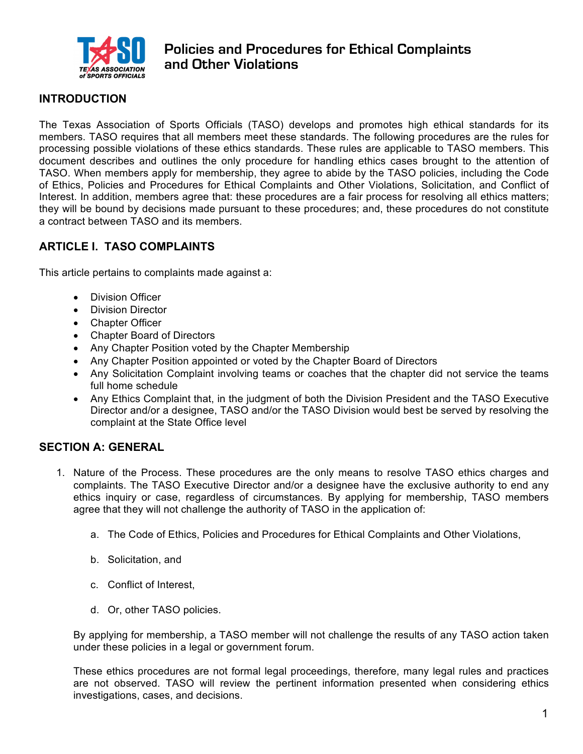# Policies and Procedures for Ethical Complaints and Other Violations

## INTRODUCTION

The Texas Association of Sports Officials (TASO) develops and promotes high ethical standards for its members. TASO requires that all members meet these standards. The following procedures are the rules for processing possible violations of these ethics standards. These rules are applicable to TASO members. This document describes and outlines the only procedure for handling ethics cases brought to the attention of TASO. When members apply for membership, they agree to abide by the TASO policies, including the Code of Ethics, Policies and Procedures for Ethical Complaints and Other Violations, Solicitation, and Conflict of Interest. In addition, members agree that: these procedures are a fair process for resolving all ethics matters; they will be bound by decisions made pursuant to these procedures; and, these procedures do not constitute a contract between TASO and its members.

## ARTICLE I. TASO COMPLAINTS

This article pertains to complaints made against a:

- Division Officer
- Division Director
- Chapter Officer
- Chapter Board of Directors
- Any Chapter Position voted by the Chapter Membership
- Any Chapter Position appointed or voted by the Chapter Board of Directors
- Any Solicitation Complaint involving teams or coaches that the chapter did not service the teams full home schedule
- Any Ethics Complaint that, in the judgment of both the Division President and the TASO Executive Director and/or a designee, TASO and/or the TASO Division would best be served by resolving the complaint at the State Office level

## SECTION A: GENERAL

1. Nature of the Process. These procedures are the only means to resolve TASO ethics charges and complaints. The TASO Executive Director and/or a designee have the exclusive authority to end any ethics inquiry or case, regardless of circumstances. By applying for membership, TASO members agree that they will not challenge the authority of TASO in the application of:

    a. The Code of Ethics, Policies and Procedures for Ethical Complaints and Other Violations,

    b. Solicitation, and

    c. Conflict of Interest,

    d. Or, other TASO policies.

    By applying for membership, a TASO member will not challenge the results of any TASO action taken under these policies in a legal or government forum.

    These ethics procedures are not formal legal proceedings, therefore, many legal rules and practices are not observed. TASO will review the pertinent information presented when considering ethics investigations, cases, and decisions.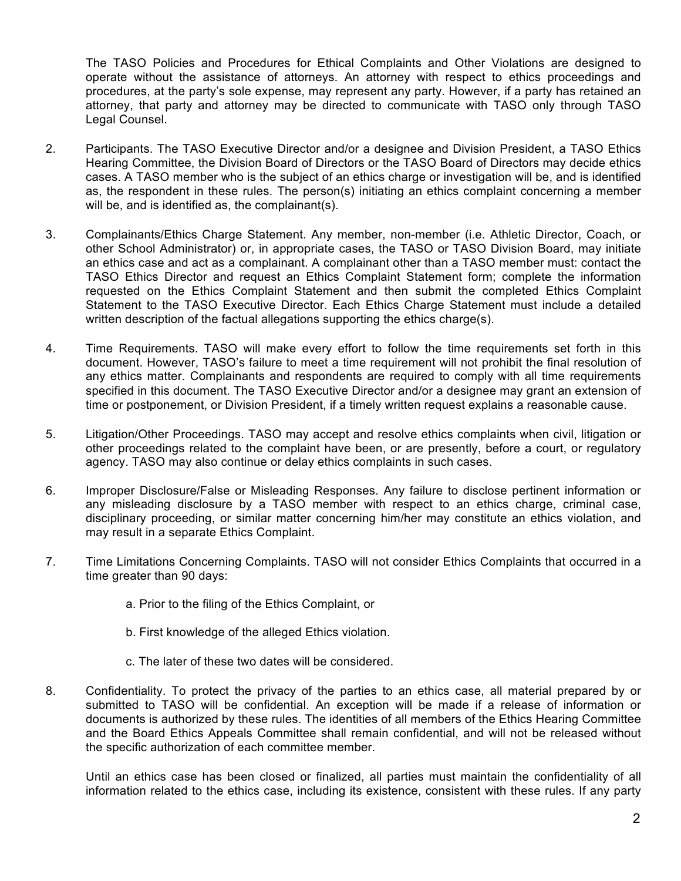The TASO Policies and Procedures for Ethical Complaints and Other Violations are designed to operate without the assistance of attorneys. An attorney with respect to ethics proceedings and procedures, at the party's sole expense, may represent any party. However, if a party has retained an attorney, that party and attorney may be directed to communicate with TASO only through TASO Legal Counsel.

2. Participants. The TASO Executive Director and/or a designee and Division President, a TASO Ethics Hearing Committee, the Division Board of Directors or the TASO Board of Directors may decide ethics cases. A TASO member who is the subject of an ethics charge or investigation will be, and is identified as, the respondent in these rules. The person(s) initiating an ethics complaint concerning a member will be, and is identified as, the complainant(s).

3. Complainants/Ethics Charge Statement. Any member, non-member (i.e. Athletic Director, Coach, or other School Administrator) or, in appropriate cases, the TASO or TASO Division Board, may initiate an ethics case and act as a complainant. A complainant other than a TASO member must: contact the TASO Ethics Director and request an Ethics Complaint Statement form; complete the information requested on the Ethics Complaint Statement and then submit the completed Ethics Complaint Statement to the TASO Executive Director. Each Ethics Charge Statement must include a detailed written description of the factual allegations supporting the ethics charge(s).

4. Time Requirements. TASO will make every effort to follow the time requirements set forth in this document. However, TASO's failure to meet a time requirement will not prohibit the final resolution of any ethics matter. Complainants and respondents are required to comply with all time requirements specified in this document. The TASO Executive Director and/or a designee may grant an extension of time or postponement, or Division President, if a timely written request explains a reasonable cause.

5. Litigation/Other Proceedings. TASO may accept and resolve ethics complaints when civil, litigation or other proceedings related to the complaint have been, or are presently, before a court, or regulatory agency. TASO may also continue or delay ethics complaints in such cases.

6. Improper Disclosure/False or Misleading Responses. Any failure to disclose pertinent information or any misleading disclosure by a TASO member with respect to an ethics charge, criminal case, disciplinary proceeding, or similar matter concerning him/her may constitute an ethics violation, and may result in a separate Ethics Complaint.

7. Time Limitations Concerning Complaints. TASO will not consider Ethics Complaints that occurred in a time greater than 90 days:

   a. Prior to the filing of the Ethics Complaint, or

   b. First knowledge of the alleged Ethics violation.

   c. The later of these two dates will be considered.

8. Confidentiality. To protect the privacy of the parties to an ethics case, all material prepared by or submitted to TASO will be confidential. An exception will be made if a release of information or documents is authorized by these rules. The identities of all members of the Ethics Hearing Committee and the Board Ethics Appeals Committee shall remain confidential, and will not be released without the specific authorization of each committee member.

   Until an ethics case has been closed or finalized, all parties must maintain the confidentiality of all information related to the ethics case, including its existence, consistent with these rules. If any party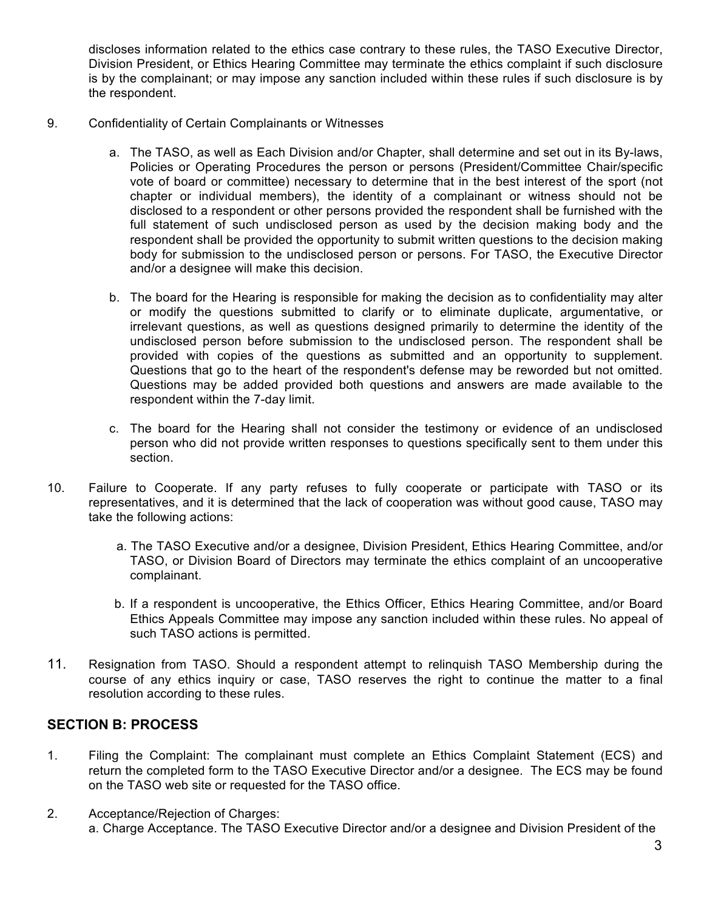discloses information related to the ethics case contrary to these rules, the TASO Executive Director, Division President, or Ethics Hearing Committee may terminate the ethics complaint if such disclosure is by the complainant; or may impose any sanction included within these rules if such disclosure is by the respondent.

9. Confidentiality of Certain Complainants or Witnesses

   a. The TASO, as well as Each Division and/or Chapter, shall determine and set out in its By-laws, Policies or Operating Procedures the person or persons (President/Committee Chair/specific vote of board or committee) necessary to determine that in the best interest of the sport (not chapter or individual members), the identity of a complainant or witness should not be disclosed to a respondent or other persons provided the respondent shall be furnished with the full statement of such undisclosed person as used by the decision making body and the respondent shall be provided the opportunity to submit written questions to the decision making body for submission to the undisclosed person or persons. For TASO, the Executive Director and/or a designee will make this decision.

   b. The board for the Hearing is responsible for making the decision as to confidentiality may alter or modify the questions submitted to clarify or to eliminate duplicate, argumentative, or irrelevant questions, as well as questions designed primarily to determine the identity of the undisclosed person before submission to the undisclosed person. The respondent shall be provided with copies of the questions as submitted and an opportunity to supplement. Questions that go to the heart of the respondent's defense may be reworded but not omitted. Questions may be added provided both questions and answers are made available to the respondent within the 7-day limit.

   c. The board for the Hearing shall not consider the testimony or evidence of an undisclosed person who did not provide written responses to questions specifically sent to them under this section.

10. Failure to Cooperate. If any party refuses to fully cooperate or participate with TASO or its representatives, and it is determined that the lack of cooperation was without good cause, TASO may take the following actions:

    a. The TASO Executive and/or a designee, Division President, Ethics Hearing Committee, and/or TASO, or Division Board of Directors may terminate the ethics complaint of an uncooperative complainant.

    b. If a respondent is uncooperative, the Ethics Officer, Ethics Hearing Committee, and/or Board Ethics Appeals Committee may impose any sanction included within these rules. No appeal of such TASO actions is permitted.

11. Resignation from TASO. Should a respondent attempt to relinquish TASO Membership during the course of any ethics inquiry or case, TASO reserves the right to continue the matter to a final resolution according to these rules.

## SECTION B: PROCESS

1. Filing the Complaint: The complainant must complete an Ethics Complaint Statement (ECS) and return the completed form to the TASO Executive Director and/or a designee. The ECS may be found on the TASO web site or requested for the TASO office.

2. Acceptance/Rejection of Charges:
   a. Charge Acceptance. The TASO Executive Director and/or a designee and Division President of the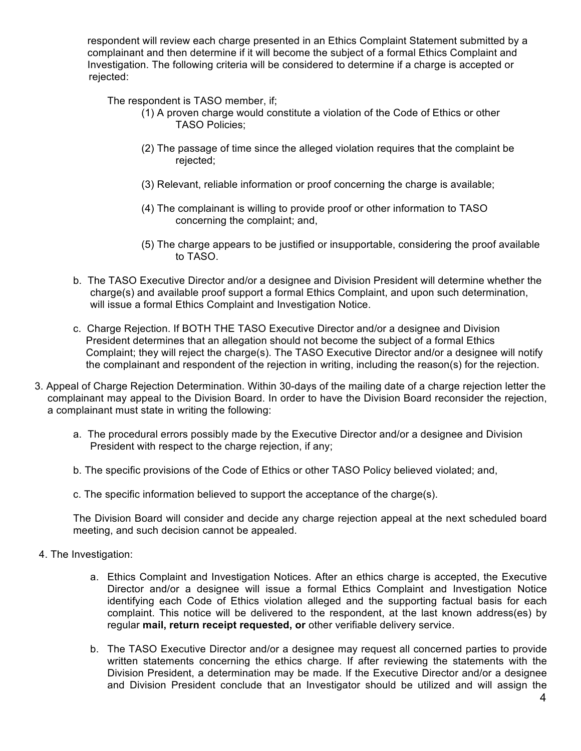respondent will review each charge presented in an Ethics Complaint Statement submitted by a complainant and then determine if it will become the subject of a formal Ethics Complaint and Investigation. The following criteria will be considered to determine if a charge is accepted or rejected:

The respondent is TASO member, if;

(1) A proven charge would constitute a violation of the Code of Ethics or other TASO Policies;

(2) The passage of time since the alleged violation requires that the complaint be rejected;

(3) Relevant, reliable information or proof concerning the charge is available;

(4) The complainant is willing to provide proof or other information to TASO concerning the complaint; and,

(5) The charge appears to be justified or insupportable, considering the proof available to TASO.

b. The TASO Executive Director and/or a designee and Division President will determine whether the charge(s) and available proof support a formal Ethics Complaint, and upon such determination, will issue a formal Ethics Complaint and Investigation Notice.

c. Charge Rejection. If BOTH THE TASO Executive Director and/or a designee and Division President determines that an allegation should not become the subject of a formal Ethics Complaint; they will reject the charge(s). The TASO Executive Director and/or a designee will notify the complainant and respondent of the rejection in writing, including the reason(s) for the rejection.

3. Appeal of Charge Rejection Determination. Within 30-days of the mailing date of a charge rejection letter the complainant may appeal to the Division Board. In order to have the Division Board reconsider the rejection, a complainant must state in writing the following:

   a. The procedural errors possibly made by the Executive Director and/or a designee and Division President with respect to the charge rejection, if any;

   b. The specific provisions of the Code of Ethics or other TASO Policy believed violated; and,

   c. The specific information believed to support the acceptance of the charge(s).

   The Division Board will consider and decide any charge rejection appeal at the next scheduled board meeting, and such decision cannot be appealed.

4. The Investigation:

   a. Ethics Complaint and Investigation Notices. After an ethics charge is accepted, the Executive Director and/or a designee will issue a formal Ethics Complaint and Investigation Notice identifying each Code of Ethics violation alleged and the supporting factual basis for each complaint. This notice will be delivered to the respondent, at the last known address(es) by regular **mail, return receipt requested, or** other verifiable delivery service.

   b. The TASO Executive Director and/or a designee may request all concerned parties to provide written statements concerning the ethics charge. If after reviewing the statements with the Division President, a determination may be made. If the Executive Director and/or a designee and Division President conclude that an Investigator should be utilized and will assign the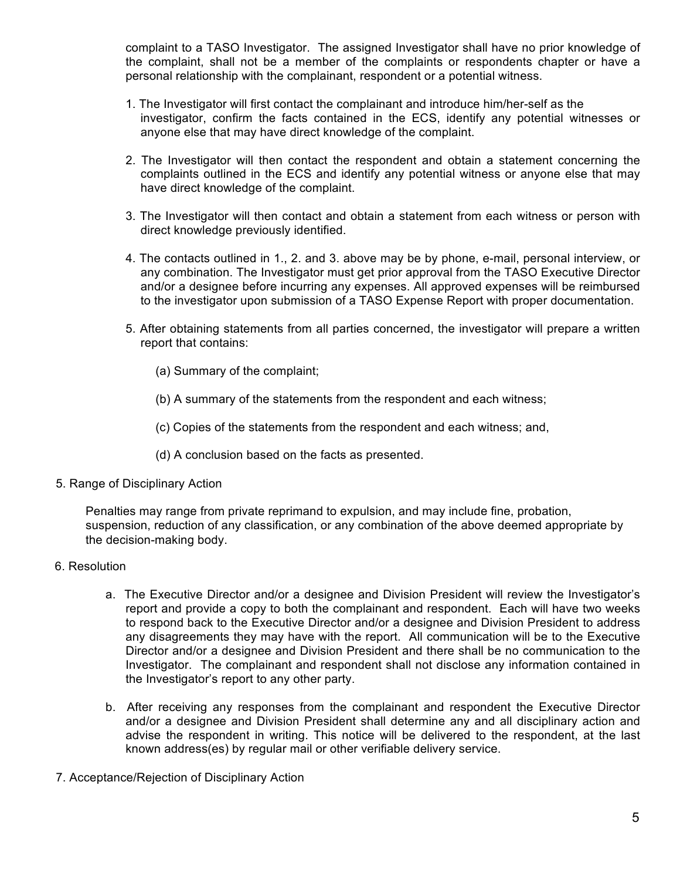complaint to a TASO Investigator. The assigned Investigator shall have no prior knowledge of the complaint, shall not be a member of the complaints or respondents chapter or have a personal relationship with the complainant, respondent or a potential witness.

1. The Investigator will first contact the complainant and introduce him/her-self as the investigator, confirm the facts contained in the ECS, identify any potential witnesses or anyone else that may have direct knowledge of the complaint.

2. The Investigator will then contact the respondent and obtain a statement concerning the complaints outlined in the ECS and identify any potential witness or anyone else that may have direct knowledge of the complaint.

3. The Investigator will then contact and obtain a statement from each witness or person with direct knowledge previously identified.

4. The contacts outlined in 1., 2. and 3. above may be by phone, e-mail, personal interview, or any combination. The Investigator must get prior approval from the TASO Executive Director and/or a designee before incurring any expenses. All approved expenses will be reimbursed to the investigator upon submission of a TASO Expense Report with proper documentation.

5. After obtaining statements from all parties concerned, the investigator will prepare a written report that contains:

   (a) Summary of the complaint;

   (b) A summary of the statements from the respondent and each witness;

   (c) Copies of the statements from the respondent and each witness; and,

   (d) A conclusion based on the facts as presented.

5. Range of Disciplinary Action

Penalties may range from private reprimand to expulsion, and may include fine, probation, suspension, reduction of any classification, or any combination of the above deemed appropriate by the decision-making body.

6. Resolution

a. The Executive Director and/or a designee and Division President will review the Investigator's report and provide a copy to both the complainant and respondent. Each will have two weeks to respond back to the Executive Director and/or a designee and Division President to address any disagreements they may have with the report. All communication will be to the Executive Director and/or a designee and Division President and there shall be no communication to the Investigator. The complainant and respondent shall not disclose any information contained in the Investigator's report to any other party.

b. After receiving any responses from the complainant and respondent the Executive Director and/or a designee and Division President shall determine any and all disciplinary action and advise the respondent in writing. This notice will be delivered to the respondent, at the last known address(es) by regular mail or other verifiable delivery service.

7. Acceptance/Rejection of Disciplinary Action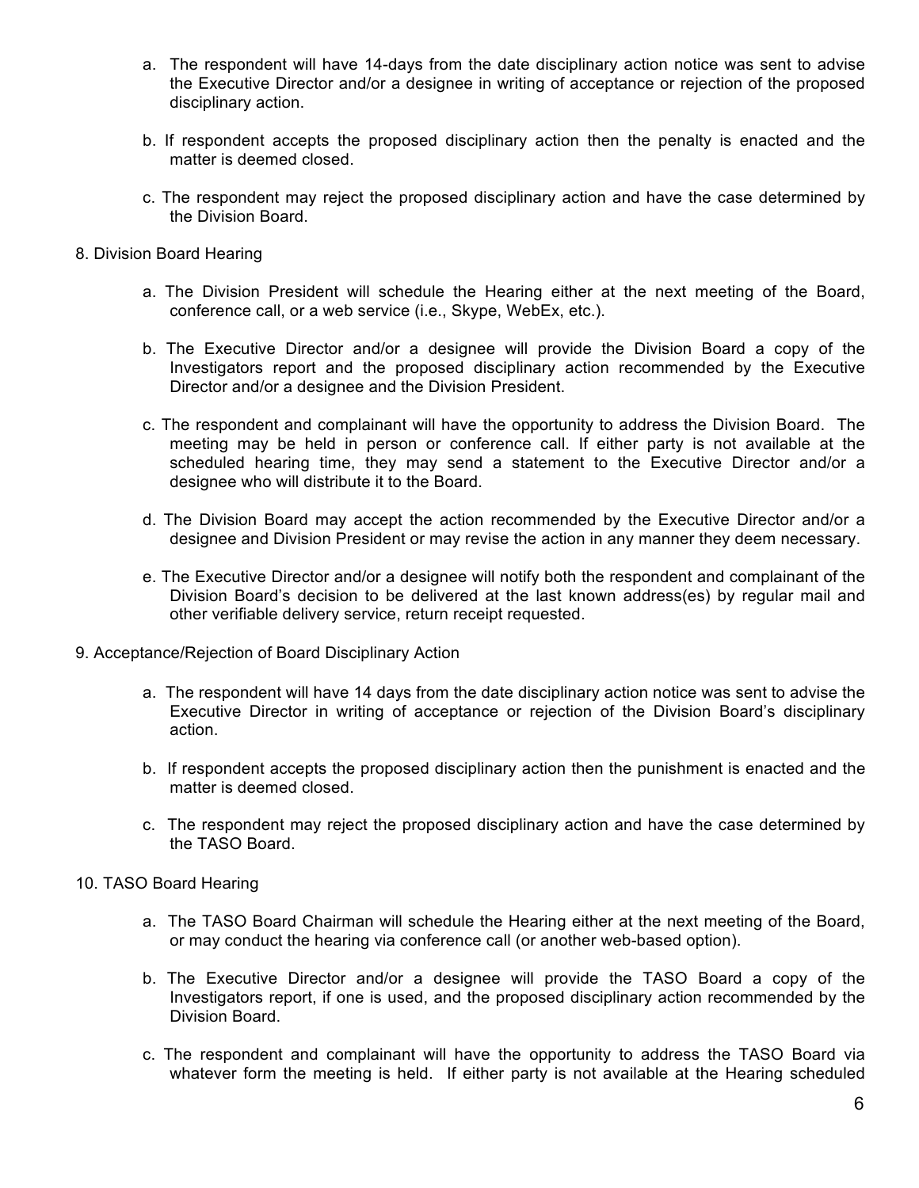a. The respondent will have 14-days from the date disciplinary action notice was sent to advise the Executive Director and/or a designee in writing of acceptance or rejection of the proposed disciplinary action.

b. If respondent accepts the proposed disciplinary action then the penalty is enacted and the matter is deemed closed.

c. The respondent may reject the proposed disciplinary action and have the case determined by the Division Board.

8. Division Board Hearing

   a. The Division President will schedule the Hearing either at the next meeting of the Board, conference call, or a web service (i.e., Skype, WebEx, etc.).

   b. The Executive Director and/or a designee will provide the Division Board a copy of the Investigators report and the proposed disciplinary action recommended by the Executive Director and/or a designee and the Division President.

   c. The respondent and complainant will have the opportunity to address the Division Board. The meeting may be held in person or conference call. If either party is not available at the scheduled hearing time, they may send a statement to the Executive Director and/or a designee who will distribute it to the Board.

   d. The Division Board may accept the action recommended by the Executive Director and/or a designee and Division President or may revise the action in any manner they deem necessary.

   e. The Executive Director and/or a designee will notify both the respondent and complainant of the Division Board's decision to be delivered at the last known address(es) by regular mail and other verifiable delivery service, return receipt requested.

9. Acceptance/Rejection of Board Disciplinary Action

   a. The respondent will have 14 days from the date disciplinary action notice was sent to advise the Executive Director in writing of acceptance or rejection of the Division Board's disciplinary action.

   b. If respondent accepts the proposed disciplinary action then the punishment is enacted and the matter is deemed closed.

   c. The respondent may reject the proposed disciplinary action and have the case determined by the TASO Board.

10. TASO Board Hearing

   a. The TASO Board Chairman will schedule the Hearing either at the next meeting of the Board, or may conduct the hearing via conference call (or another web-based option).

   b. The Executive Director and/or a designee will provide the TASO Board a copy of the Investigators report, if one is used, and the proposed disciplinary action recommended by the Division Board.

   c. The respondent and complainant will have the opportunity to address the TASO Board via whatever form the meeting is held. If either party is not available at the Hearing scheduled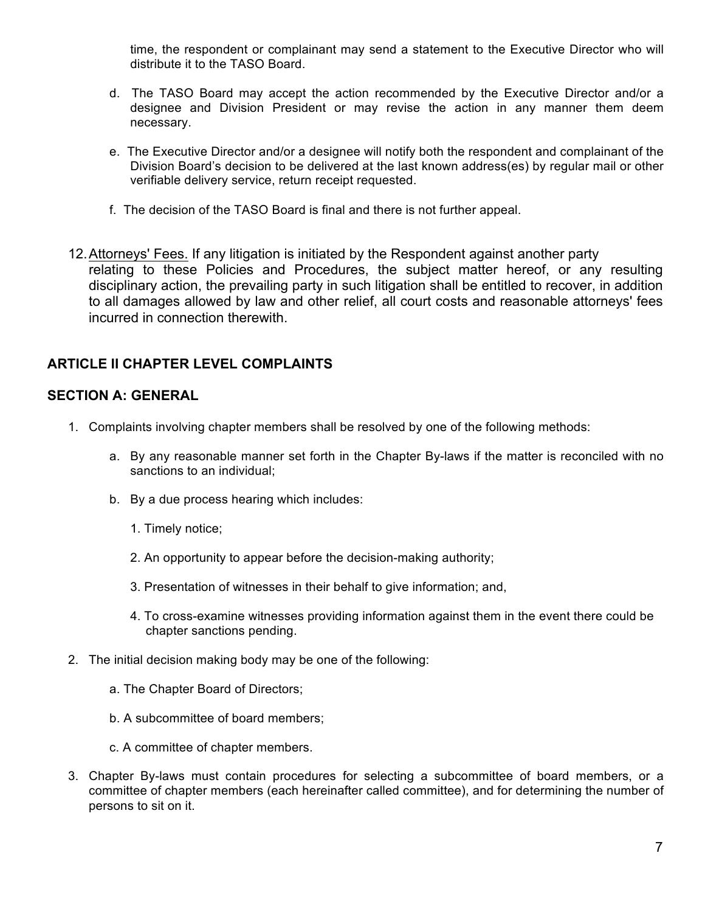time, the respondent or complainant may send a statement to the Executive Director who will distribute it to the TASO Board.

d. The TASO Board may accept the action recommended by the Executive Director and/or a designee and Division President or may revise the action in any manner them deem necessary.

e. The Executive Director and/or a designee will notify both the respondent and complainant of the Division Board's decision to be delivered at the last known address(es) by regular mail or other verifiable delivery service, return receipt requested.

f. The decision of the TASO Board is final and there is not further appeal.

12. Attorneys' Fees. If any litigation is initiated by the Respondent against another party relating to these Policies and Procedures, the subject matter hereof, or any resulting disciplinary action, the prevailing party in such litigation shall be entitled to recover, in addition to all damages allowed by law and other relief, all court costs and reasonable attorneys' fees incurred in connection therewith.

## ARTICLE II CHAPTER LEVEL COMPLAINTS

### SECTION A: GENERAL

1. Complaints involving chapter members shall be resolved by one of the following methods:

   a. By any reasonable manner set forth in the Chapter By-laws if the matter is reconciled with no sanctions to an individual;

   b. By a due process hearing which includes:

      1. Timely notice;

      2. An opportunity to appear before the decision-making authority;

      3. Presentation of witnesses in their behalf to give information; and,

      4. To cross-examine witnesses providing information against them in the event there could be chapter sanctions pending.

2. The initial decision making body may be one of the following:

   a. The Chapter Board of Directors;

   b. A subcommittee of board members;

   c. A committee of chapter members.

3. Chapter By-laws must contain procedures for selecting a subcommittee of board members, or a committee of chapter members (each hereinafter called committee), and for determining the number of persons to sit on it.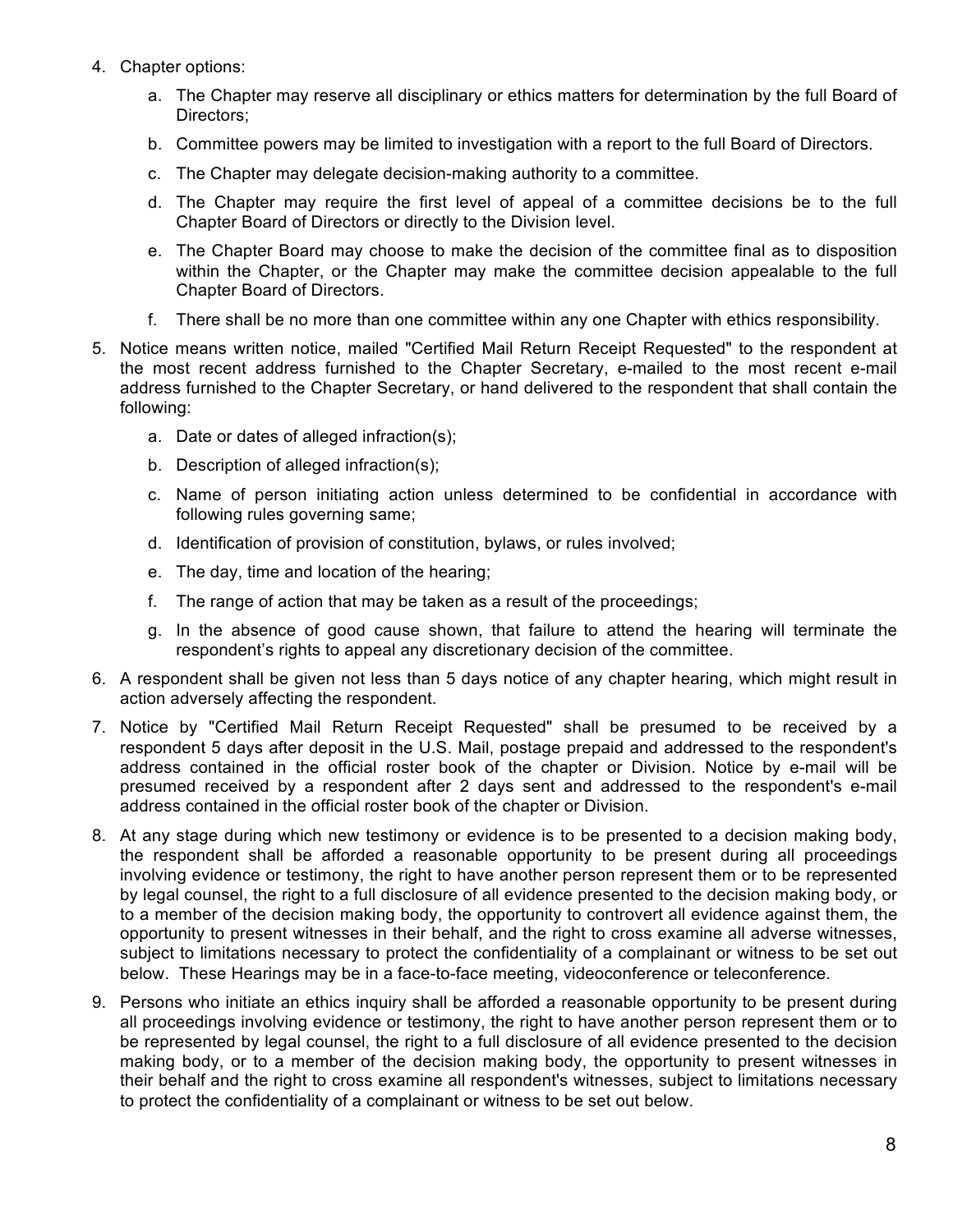4. Chapter options:

   a. The Chapter may reserve all disciplinary or ethics matters for determination by the full Board of Directors;

   b. Committee powers may be limited to investigation with a report to the full Board of Directors.

   c. The Chapter may delegate decision-making authority to a committee.

   d. The Chapter may require the first level of appeal of a committee decisions be to the full Chapter Board of Directors or directly to the Division level.

   e. The Chapter Board may choose to make the decision of the committee final as to disposition within the Chapter, or the Chapter may make the committee decision appealable to the full Chapter Board of Directors.

   f. There shall be no more than one committee within any one Chapter with ethics responsibility.

5. Notice means written notice, mailed "Certified Mail Return Receipt Requested" to the respondent at the most recent address furnished to the Chapter Secretary, e-mailed to the most recent e-mail address furnished to the Chapter Secretary, or hand delivered to the respondent that shall contain the following:

   a. Date or dates of alleged infraction(s);

   b. Description of alleged infraction(s);

   c. Name of person initiating action unless determined to be confidential in accordance with following rules governing same;

   d. Identification of provision of constitution, bylaws, or rules involved;

   e. The day, time and location of the hearing;

   f. The range of action that may be taken as a result of the proceedings;

   g. In the absence of good cause shown, that failure to attend the hearing will terminate the respondent's rights to appeal any discretionary decision of the committee.

6. A respondent shall be given not less than 5 days notice of any chapter hearing, which might result in action adversely affecting the respondent.

7. Notice by "Certified Mail Return Receipt Requested" shall be presumed to be received by a respondent 5 days after deposit in the U.S. Mail, postage prepaid and addressed to the respondent's address contained in the official roster book of the chapter or Division. Notice by e-mail will be presumed received by a respondent after 2 days sent and addressed to the respondent's e-mail address contained in the official roster book of the chapter or Division.

8. At any stage during which new testimony or evidence is to be presented to a decision making body, the respondent shall be afforded a reasonable opportunity to be present during all proceedings involving evidence or testimony, the right to have another person represent them or to be represented by legal counsel, the right to a full disclosure of all evidence presented to the decision making body, or to a member of the decision making body, the opportunity to controvert all evidence against them, the opportunity to present witnesses in their behalf, and the right to cross examine all adverse witnesses, subject to limitations necessary to protect the confidentiality of a complainant or witness to be set out below. These Hearings may be in a face-to-face meeting, videoconference or teleconference.

9. Persons who initiate an ethics inquiry shall be afforded a reasonable opportunity to be present during all proceedings involving evidence or testimony, the right to have another person represent them or to be represented by legal counsel, the right to a full disclosure of all evidence presented to the decision making body, or to a member of the decision making body, the opportunity to present witnesses in their behalf and the right to cross examine all respondent's witnesses, subject to limitations necessary to protect the confidentiality of a complainant or witness to be set out below.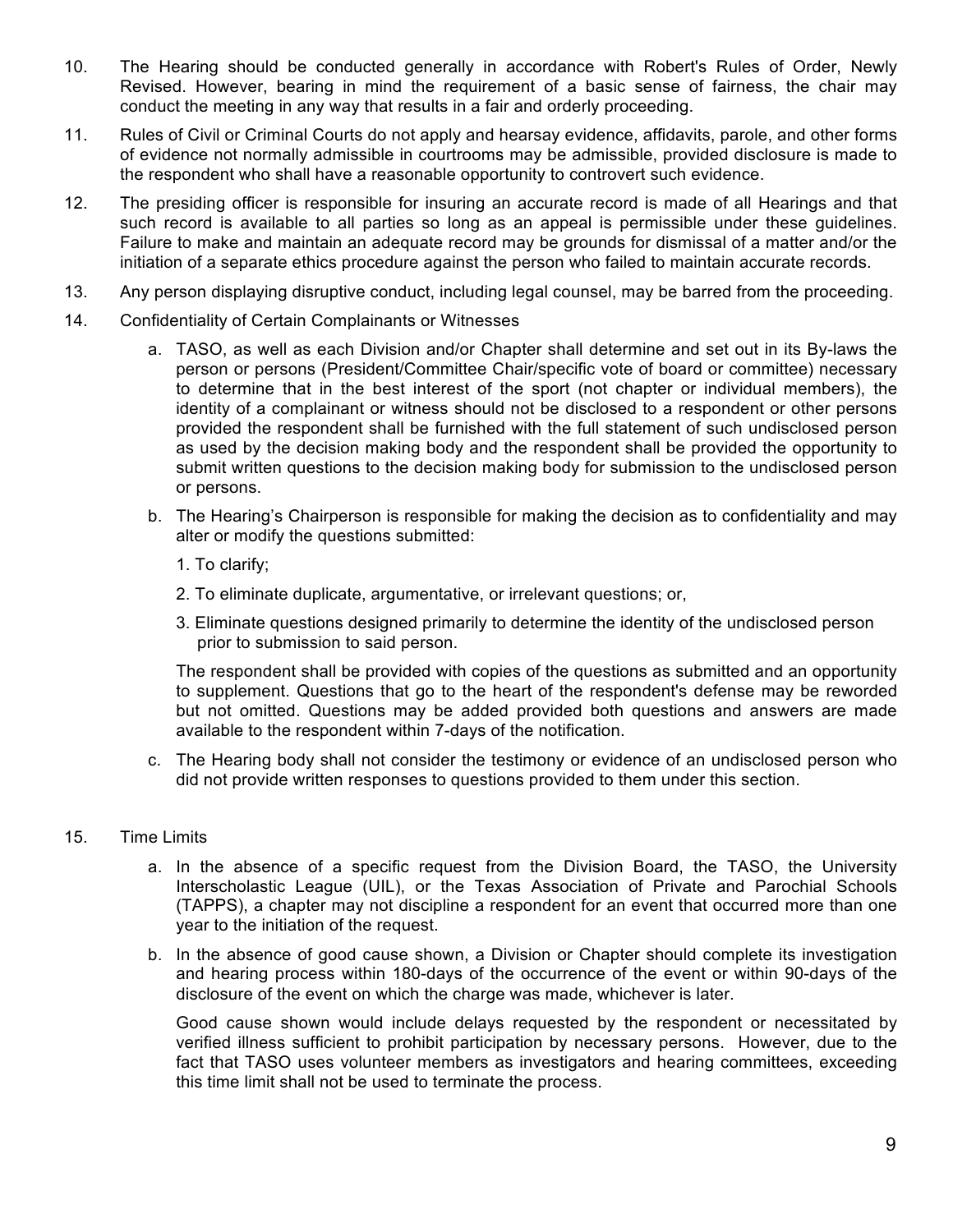10. The Hearing should be conducted generally in accordance with Robert's Rules of Order, Newly Revised. However, bearing in mind the requirement of a basic sense of fairness, the chair may conduct the meeting in any way that results in a fair and orderly proceeding.

11. Rules of Civil or Criminal Courts do not apply and hearsay evidence, affidavits, parole, and other forms of evidence not normally admissible in courtrooms may be admissible, provided disclosure is made to the respondent who shall have a reasonable opportunity to controvert such evidence.

12. The presiding officer is responsible for insuring an accurate record is made of all Hearings and that such record is available to all parties so long as an appeal is permissible under these guidelines. Failure to make and maintain an adequate record may be grounds for dismissal of a matter and/or the initiation of a separate ethics procedure against the person who failed to maintain accurate records.

13. Any person displaying disruptive conduct, including legal counsel, may be barred from the proceeding.

14. Confidentiality of Certain Complainants or Witnesses

    a. TASO, as well as each Division and/or Chapter shall determine and set out in its By-laws the person or persons (President/Committee Chair/specific vote of board or committee) necessary to determine that in the best interest of the sport (not chapter or individual members), the identity of a complainant or witness should not be disclosed to a respondent or other persons provided the respondent shall be furnished with the full statement of such undisclosed person as used by the decision making body and the respondent shall be provided the opportunity to submit written questions to the decision making body for submission to the undisclosed person or persons.

    b. The Hearing's Chairperson is responsible for making the decision as to confidentiality and may alter or modify the questions submitted:

        1. To clarify;

        2. To eliminate duplicate, argumentative, or irrelevant questions; or,

        3. Eliminate questions designed primarily to determine the identity of the undisclosed person prior to submission to said person.

       The respondent shall be provided with copies of the questions as submitted and an opportunity to supplement. Questions that go to the heart of the respondent's defense may be reworded but not omitted. Questions may be added provided both questions and answers are made available to the respondent within 7-days of the notification.

    c. The Hearing body shall not consider the testimony or evidence of an undisclosed person who did not provide written responses to questions provided to them under this section.

15. Time Limits

    a. In the absence of a specific request from the Division Board, the TASO, the University Interscholastic League (UIL), or the Texas Association of Private and Parochial Schools (TAPPS), a chapter may not discipline a respondent for an event that occurred more than one year to the initiation of the request.

    b. In the absence of good cause shown, a Division or Chapter should complete its investigation and hearing process within 180-days of the occurrence of the event or within 90-days of the disclosure of the event on which the charge was made, whichever is later.

       Good cause shown would include delays requested by the respondent or necessitated by verified illness sufficient to prohibit participation by necessary persons. However, due to the fact that TASO uses volunteer members as investigators and hearing committees, exceeding this time limit shall not be used to terminate the process.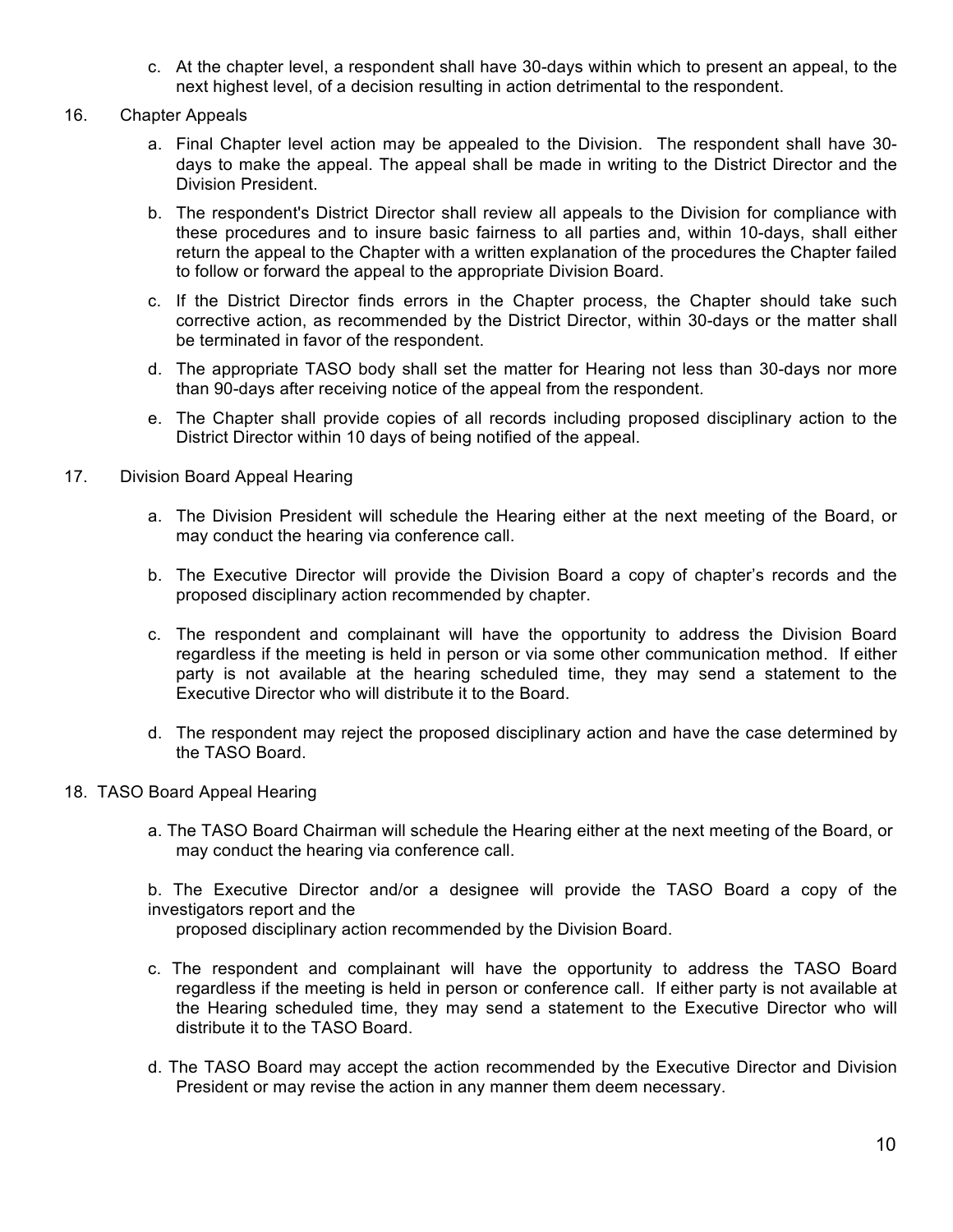c. At the chapter level, a respondent shall have 30-days within which to present an appeal, to the next highest level, of a decision resulting in action detrimental to the respondent.

16. Chapter Appeals

    a. Final Chapter level action may be appealed to the Division. The respondent shall have 30-days to make the appeal. The appeal shall be made in writing to the District Director and the Division President.

    b. The respondent's District Director shall review all appeals to the Division for compliance with these procedures and to insure basic fairness to all parties and, within 10-days, shall either return the appeal to the Chapter with a written explanation of the procedures the Chapter failed to follow or forward the appeal to the appropriate Division Board.

    c. If the District Director finds errors in the Chapter process, the Chapter should take such corrective action, as recommended by the District Director, within 30-days or the matter shall be terminated in favor of the respondent.

    d. The appropriate TASO body shall set the matter for Hearing not less than 30-days nor more than 90-days after receiving notice of the appeal from the respondent.

    e. The Chapter shall provide copies of all records including proposed disciplinary action to the District Director within 10 days of being notified of the appeal.

17. Division Board Appeal Hearing

    a. The Division President will schedule the Hearing either at the next meeting of the Board, or may conduct the hearing via conference call.

    b. The Executive Director will provide the Division Board a copy of chapter's records and the proposed disciplinary action recommended by chapter.

    c. The respondent and complainant will have the opportunity to address the Division Board regardless if the meeting is held in person or via some other communication method. If either party is not available at the hearing scheduled time, they may send a statement to the Executive Director who will distribute it to the Board.

    d. The respondent may reject the proposed disciplinary action and have the case determined by the TASO Board.

18. TASO Board Appeal Hearing

    a. The TASO Board Chairman will schedule the Hearing either at the next meeting of the Board, or may conduct the hearing via conference call.

    b. The Executive Director and/or a designee will provide the TASO Board a copy of the investigators report and the proposed disciplinary action recommended by the Division Board.

    c. The respondent and complainant will have the opportunity to address the TASO Board regardless if the meeting is held in person or conference call. If either party is not available at the Hearing scheduled time, they may send a statement to the Executive Director who will distribute it to the TASO Board.

    d. The TASO Board may accept the action recommended by the Executive Director and Division President or may revise the action in any manner them deem necessary.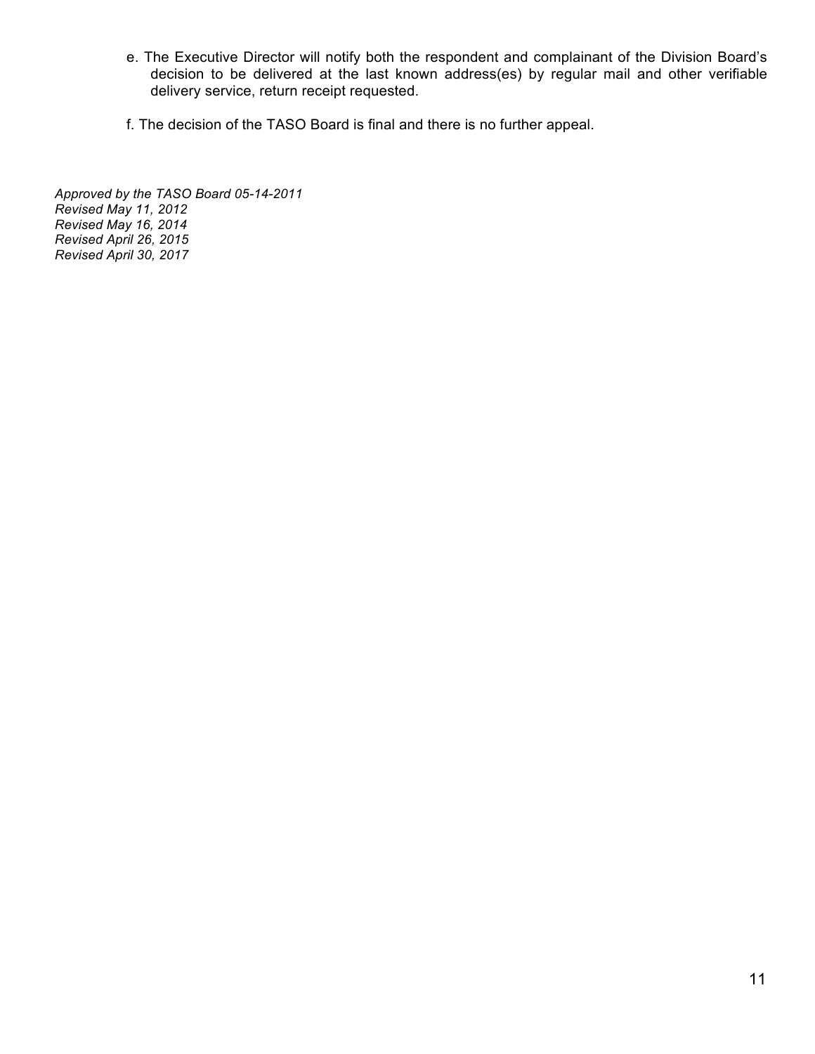e. The Executive Director will notify both the respondent and complainant of the Division Board's decision to be delivered at the last known address(es) by regular mail and other verifiable delivery service, return receipt requested.

f. The decision of the TASO Board is final and there is no further appeal.

*Approved by the TASO Board 05-14-2011*
*Revised May 11, 2012*
*Revised May 16, 2014*
*Revised April 26, 2015*
*Revised April 30, 2017*